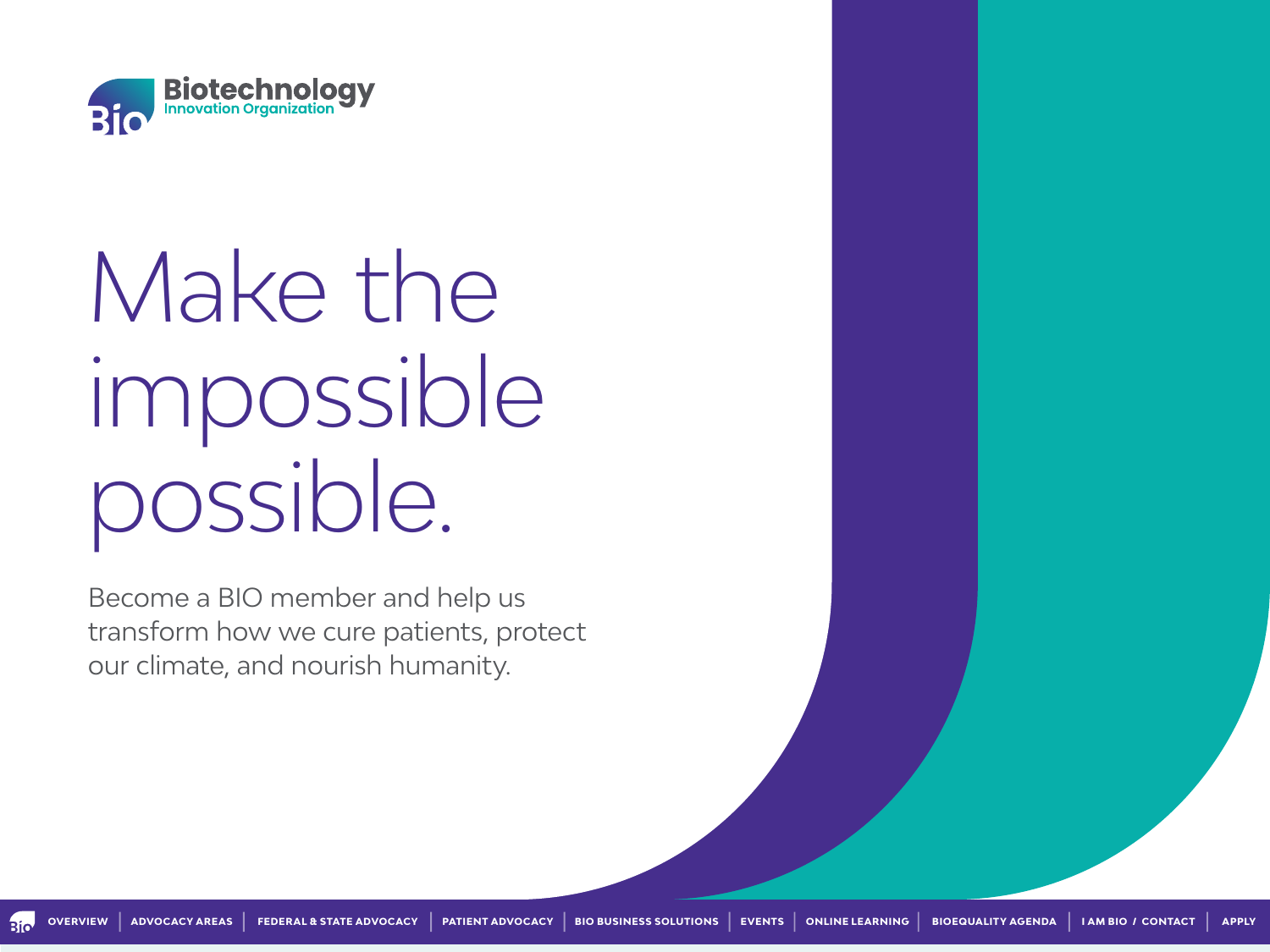Biotechnology Innovation Organization

# Make the impossible possible.

Become a BIO member and help us transform how we cure patients, protect our climate, and nourish humanity.

OVERVIEW | ADVOCACY AREAS | FEDERAL & STATE ADVOCACY | PATIENT ADVOCACY | BIO BUSINESS SOLUTIONS | EVENTS | ONLINE LEARNING | BIOEQUALITY AGENDA | I AM BIO / CONTACT | APPLY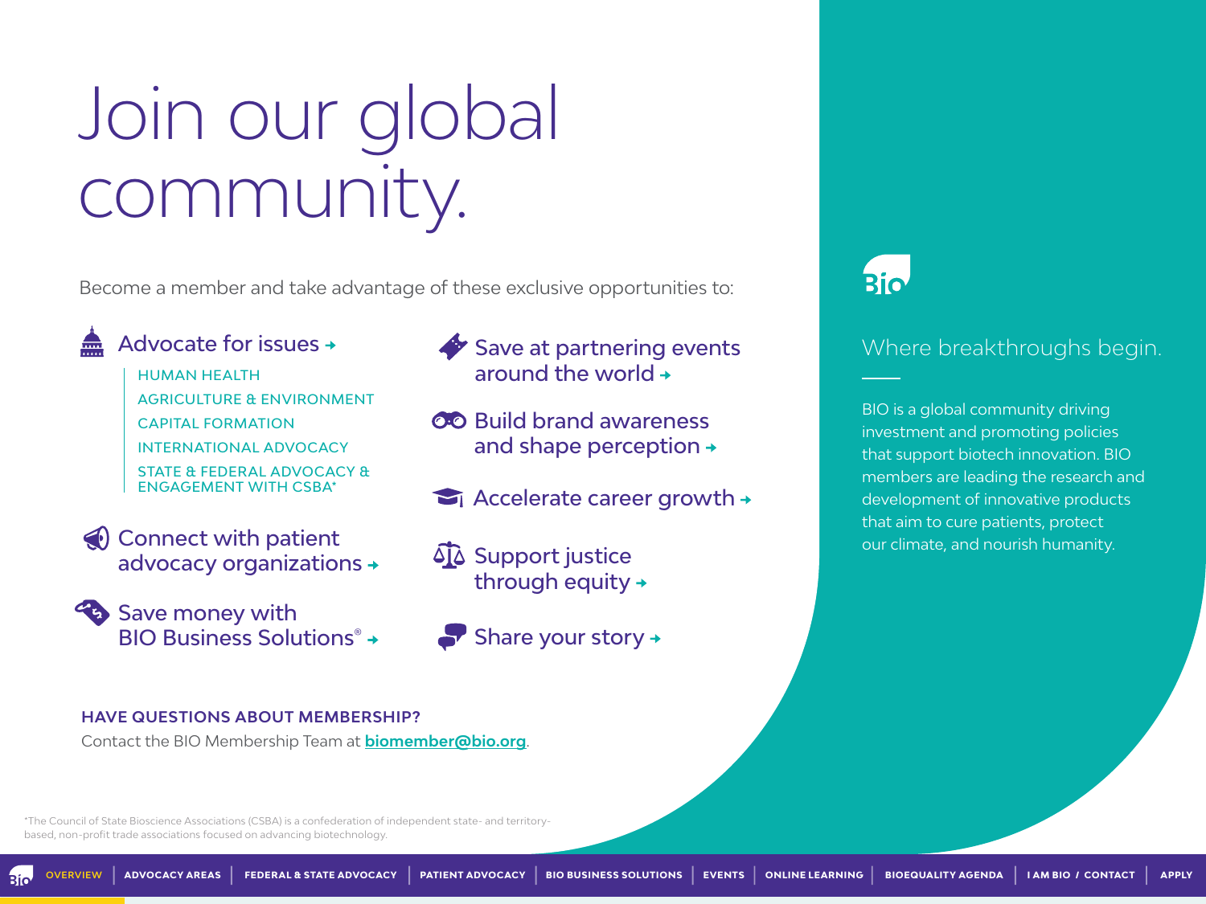# Join our global community.

Become a member and take advantage of these exclusive opportunities to:

## Advocate for issues →

- HUMAN HEALTH
- AGRICULTURE & ENVIRONMENT
- CAPITAL FORMATION
- INTERNATIONAL ADVOCACY
- STATE & FEDERAL ADVOCACY & ENGAGEMENT WITH CSBA*

## Connect with patient advocacy organizations →

## Save money with BIO Business Solutions® →

## Save at partnering events around the world →

## Build brand awareness and shape perception →

## Accelerate career growth →

## Support justice through equity →

## Share your story →

**HAVE QUESTIONS ABOUT MEMBERSHIP?**

Contact the BIO Membership Team at **biomember@bio.org**.

*The Council of State Bioscience Associations (CSBA) is a confederation of independent state- and territory-based, non-profit trade associations focused on advancing biotechnology.

BIO

Where breakthroughs begin.

BIO is a global community driving investment and promoting policies that support biotech innovation. BIO members are leading the research and development of innovative products that aim to cure patients, protect our climate, and nourish humanity.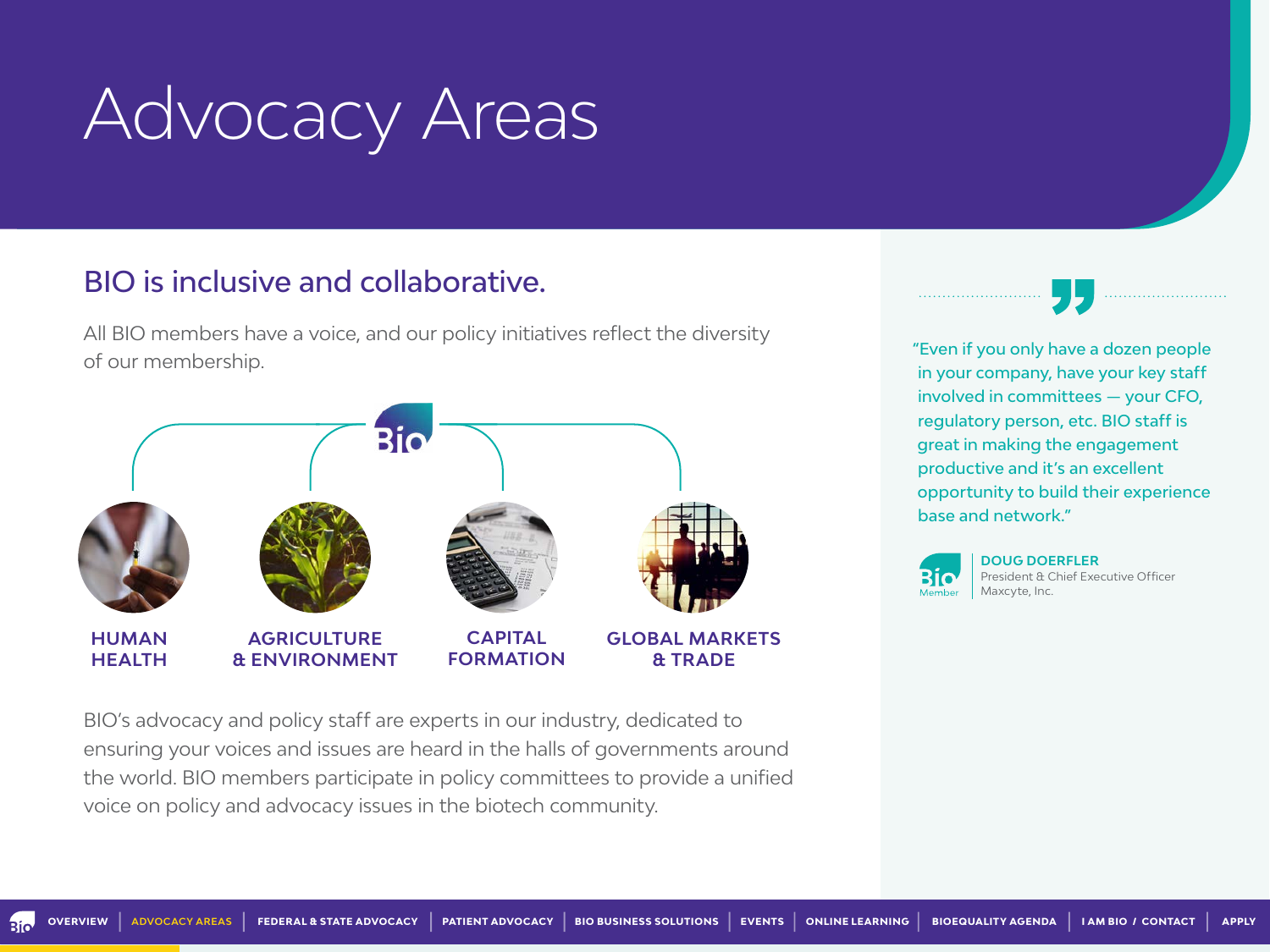# Advocacy Areas

## BIO is inclusive and collaborative.

All BIO members have a voice, and our policy initiatives reflect the diversity of our membership.

**HUMAN HEALTH**

**AGRICULTURE & ENVIRONMENT**

**CAPITAL FORMATION**

**GLOBAL MARKETS & TRADE**

BIO's advocacy and policy staff are experts in our industry, dedicated to ensuring your voices and issues are heard in the halls of governments around the world. BIO members participate in policy committees to provide a unified voice on policy and advocacy issues in the biotech community.

"Even if you only have a dozen people in your company, have your key staff involved in committees — your CFO, regulatory person, etc. BIO staff is great in making the engagement productive and it's an excellent opportunity to build their experience base and network."

**DOUG DOERFLER**
President & Chief Executive Officer
Maxcyte, Inc.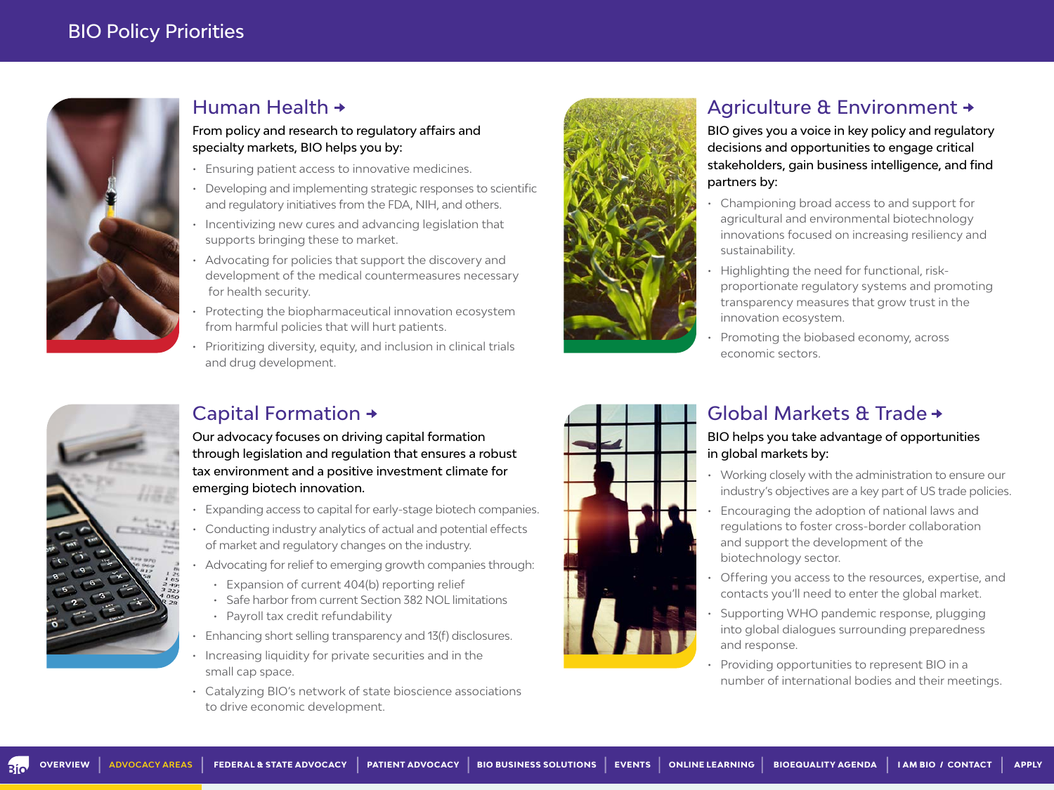# BIO Policy Priorities

## Human Health →

From policy and research to regulatory affairs and specialty markets, BIO helps you by:

- Ensuring patient access to innovative medicines.
- Developing and implementing strategic responses to scientific and regulatory initiatives from the FDA, NIH, and others.
- Incentivizing new cures and advancing legislation that supports bringing these to market.
- Advocating for policies that support the discovery and development of the medical countermeasures necessary for health security.
- Protecting the biopharmaceutical innovation ecosystem from harmful policies that will hurt patients.
- Prioritizing diversity, equity, and inclusion in clinical trials and drug development.

## Agriculture & Environment →

BIO gives you a voice in key policy and regulatory decisions and opportunities to engage critical stakeholders, gain business intelligence, and find partners by:

- Championing broad access to and support for agricultural and environmental biotechnology innovations focused on increasing resiliency and sustainability.
- Highlighting the need for functional, risk-proportionate regulatory systems and promoting transparency measures that grow trust in the innovation ecosystem.
- Promoting the biobased economy, across economic sectors.

## Capital Formation →

Our advocacy focuses on driving capital formation through legislation and regulation that ensures a robust tax environment and a positive investment climate for emerging biotech innovation.

- Expanding access to capital for early-stage biotech companies.
- Conducting industry analytics of actual and potential effects of market and regulatory changes on the industry.
- Advocating for relief to emerging growth companies through:
  - Expansion of current 404(b) reporting relief
  - Safe harbor from current Section 382 NOL limitations
  - Payroll tax credit refundability
- Enhancing short selling transparency and 13(f) disclosures.
- Increasing liquidity for private securities and in the small cap space.
- Catalyzing BIO's network of state bioscience associations to drive economic development.

## Global Markets & Trade →

BIO helps you take advantage of opportunities in global markets by:

- Working closely with the administration to ensure our industry's objectives are a key part of US trade policies.
- Encouraging the adoption of national laws and regulations to foster cross-border collaboration and support the development of the biotechnology sector.
- Offering you access to the resources, expertise, and contacts you'll need to enter the global market.
- Supporting WHO pandemic response, plugging into global dialogues surrounding preparedness and response.
- Providing opportunities to represent BIO in a number of international bodies and their meetings.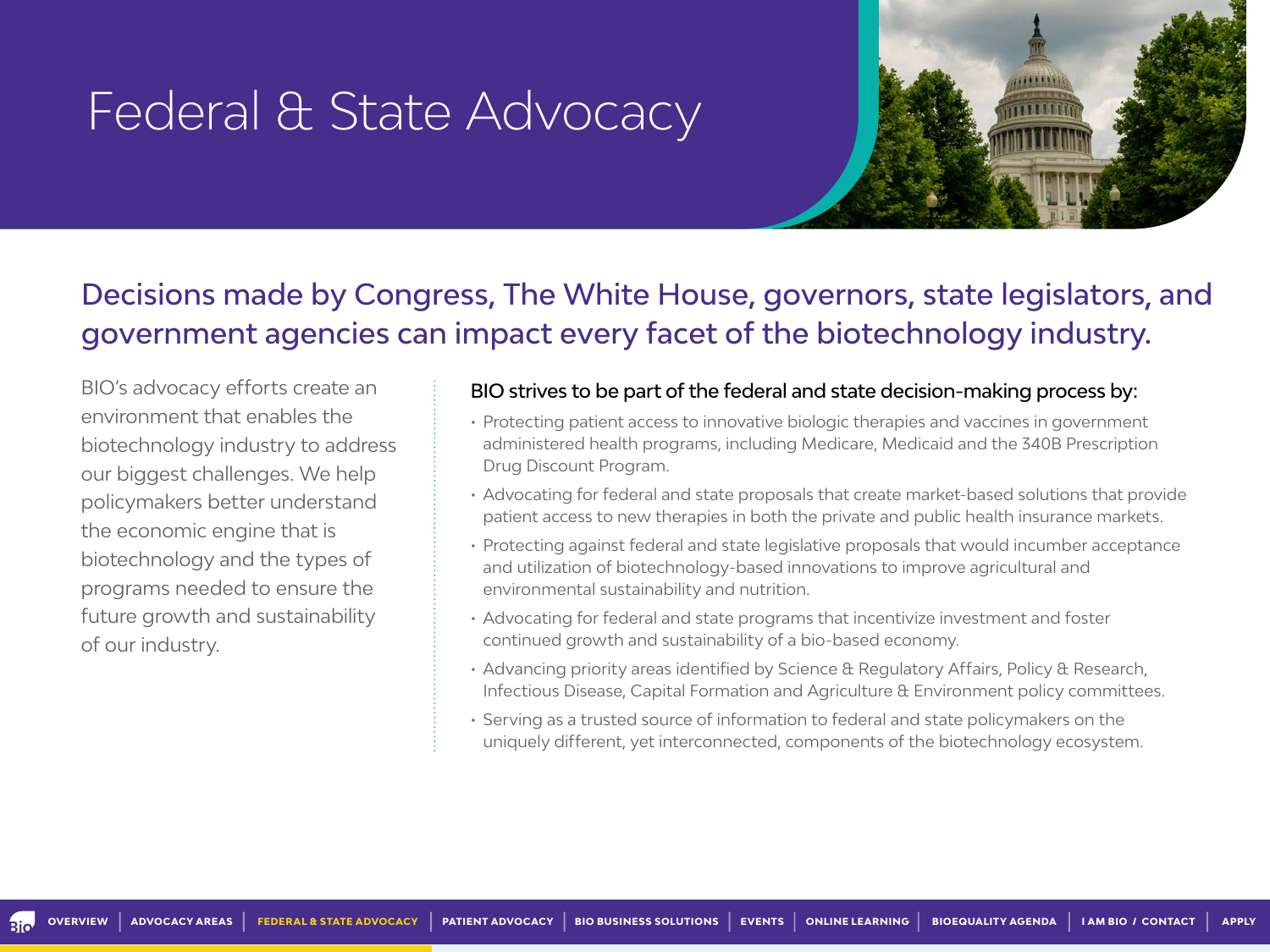# Federal & State Advocacy

## Decisions made by Congress, The White House, governors, state legislators, and government agencies can impact every facet of the biotechnology industry.

BIO's advocacy efforts create an environment that enables the biotechnology industry to address our biggest challenges. We help policymakers better understand the economic engine that is biotechnology and the types of programs needed to ensure the future growth and sustainability of our industry.

BIO strives to be part of the federal and state decision-making process by:

- Protecting patient access to innovative biologic therapies and vaccines in government administered health programs, including Medicare, Medicaid and the 340B Prescription Drug Discount Program.
- Advocating for federal and state proposals that create market-based solutions that provide patient access to new therapies in both the private and public health insurance markets.
- Protecting against federal and state legislative proposals that would incumber acceptance and utilization of biotechnology-based innovations to improve agricultural and environmental sustainability and nutrition.
- Advocating for federal and state programs that incentivize investment and foster continued growth and sustainability of a bio-based economy.
- Advancing priority areas identified by Science & Regulatory Affairs, Policy & Research, Infectious Disease, Capital Formation and Agriculture & Environment policy committees.
- Serving as a trusted source of information to federal and state policymakers on the uniquely different, yet interconnected, components of the biotechnology ecosystem.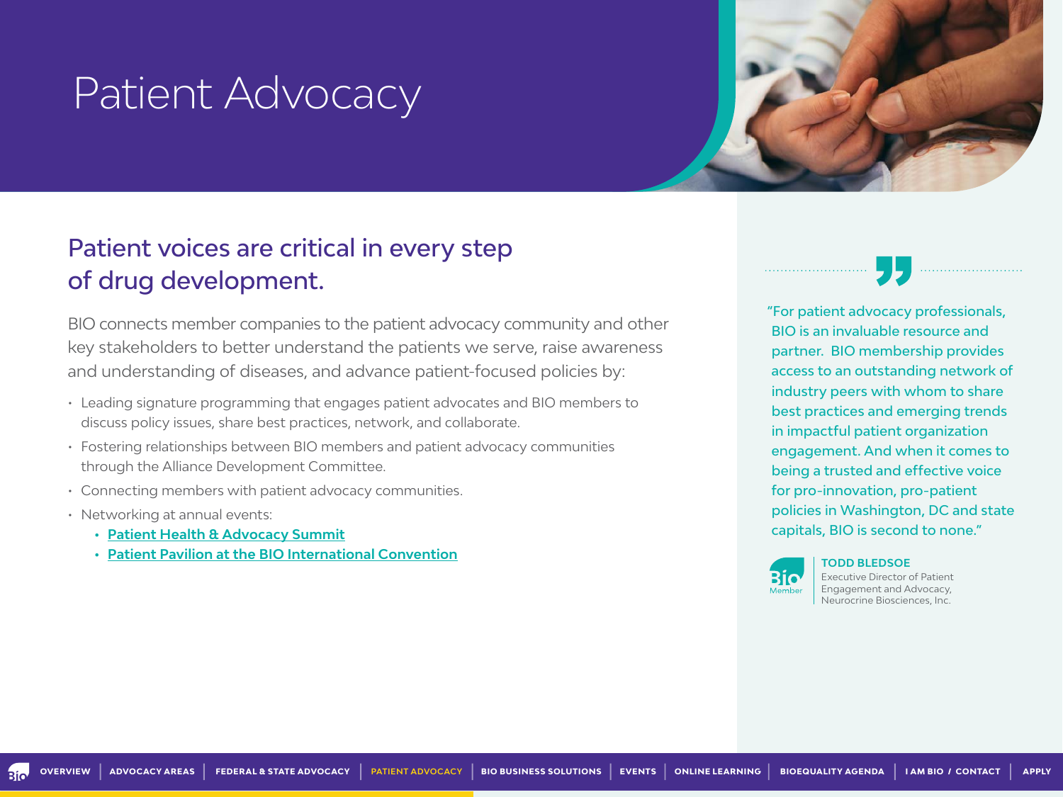# Patient Advocacy

## Patient voices are critical in every step of drug development.

BIO connects member companies to the patient advocacy community and other key stakeholders to better understand the patients we serve, raise awareness and understanding of diseases, and advance patient-focused policies by:

- Leading signature programming that engages patient advocates and BIO members to discuss policy issues, share best practices, network, and collaborate.
- Fostering relationships between BIO members and patient advocacy communities through the Alliance Development Committee.
- Connecting members with patient advocacy communities.
- Networking at annual events:
  - Patient Health & Advocacy Summit
  - Patient Pavilion at the BIO International Convention

"For patient advocacy professionals, BIO is an invaluable resource and partner. BIO membership provides access to an outstanding network of industry peers with whom to share best practices and emerging trends in impactful patient organization engagement. And when it comes to being a trusted and effective voice for pro-innovation, pro-patient policies in Washington, DC and state capitals, BIO is second to none."

BIO Member

**TODD BLEDSOE**
Executive Director of Patient Engagement and Advocacy, Neurocrine Biosciences, Inc.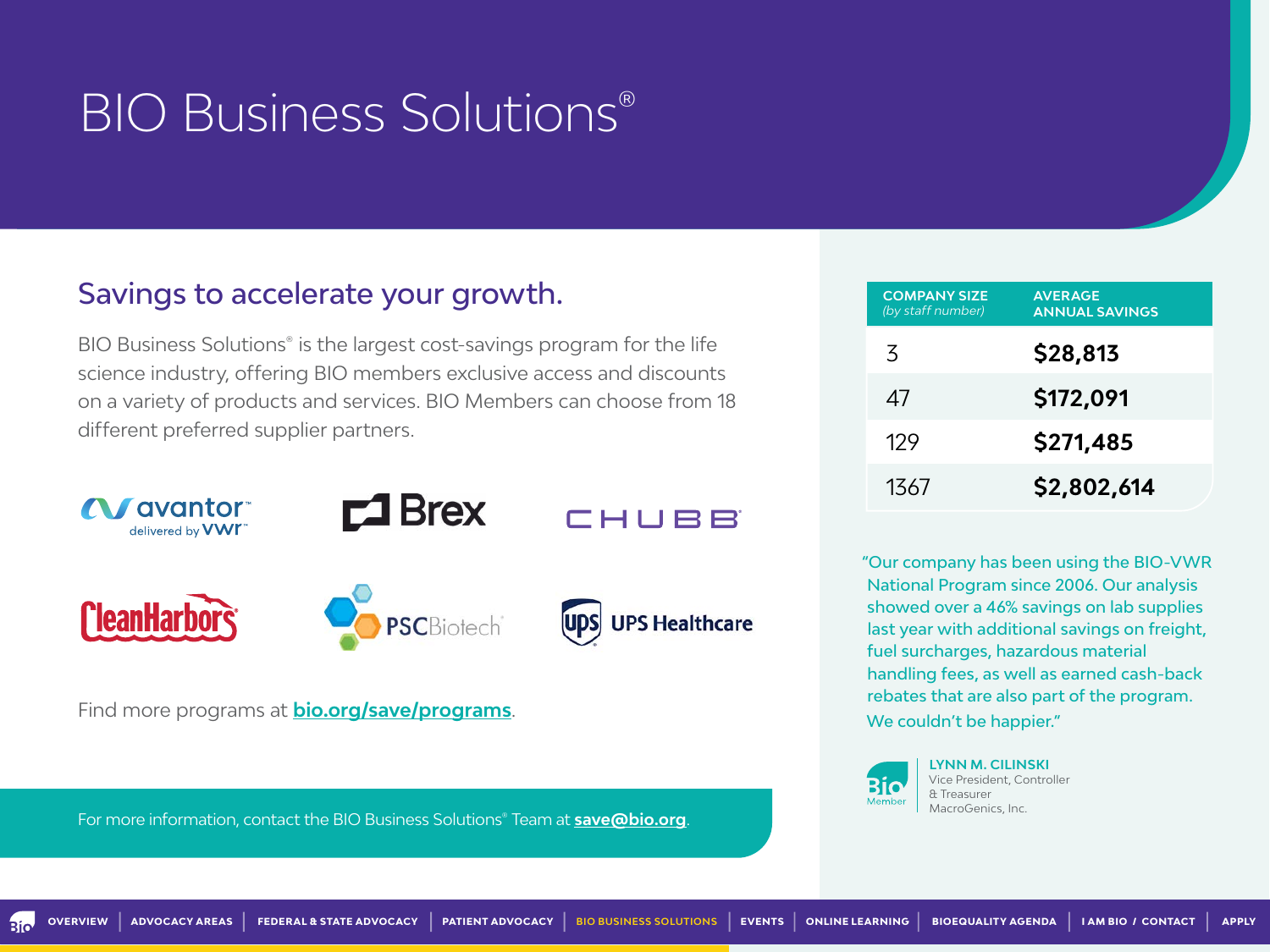# BIO Business Solutions®

## Savings to accelerate your growth.

BIO Business Solutions® is the largest cost-savings program for the life science industry, offering BIO members exclusive access and discounts on a variety of products and services. BIO Members can choose from 18 different preferred supplier partners.

avantor delivered by VWR

Brex

CHUBB

CleanHarbors

PSCBiotech

UPS Healthcare

Find more programs at **bio.org/save/programs**.

For more information, contact the BIO Business Solutions® Team at **save@bio.org**.

| COMPANY SIZE *(by staff number)* | AVERAGE ANNUAL SAVINGS |
|---|---|
| 3 | **$28,813** |
| 47 | **$172,091** |
| 129 | **$271,485** |
| 1367 | **$2,802,614** |

"Our company has been using the BIO-VWR National Program since 2006. Our analysis showed over a 46% savings on lab supplies last year with additional savings on freight, fuel surcharges, hazardous material handling fees, as well as earned cash-back rebates that are also part of the program. We couldn't be happier."

**LYNN M. CILINSKI**
Vice President, Controller & Treasurer
MacroGenics, Inc.

BIO Member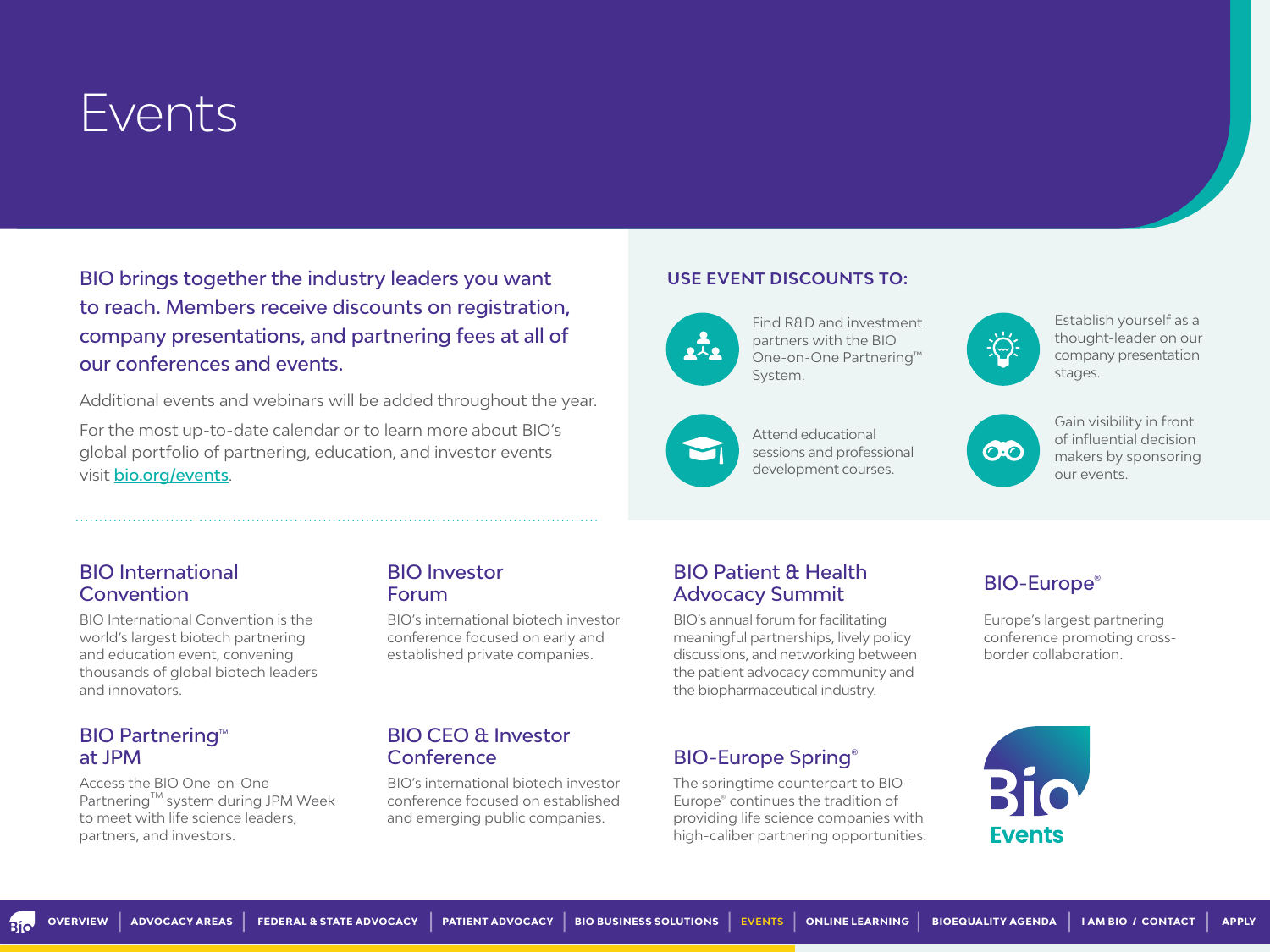# Events

**BIO brings together the industry leaders you want to reach. Members receive discounts on registration, company presentations, and partnering fees at all of our conferences and events.**

Additional events and webinars will be added throughout the year.

For the most up-to-date calendar or to learn more about BIO's global portfolio of partnering, education, and investor events visit [bio.org/events](bio.org/events).

## USE EVENT DISCOUNTS TO:

- Find R&D and investment partners with the BIO One-on-One Partnering™ System.
- Establish yourself as a thought-leader on our company presentation stages.
- Attend educational sessions and professional development courses.
- Gain visibility in front of influential decision makers by sponsoring our events.

### BIO International Convention

BIO International Convention is the world's largest biotech partnering and education event, convening thousands of global biotech leaders and innovators.

### BIO Partnering™ at JPM

Access the BIO One-on-One Partnering™ system during JPM Week to meet with life science leaders, partners, and investors.

### BIO Investor Forum

BIO's international biotech investor conference focused on early and established private companies.

### BIO CEO & Investor Conference

BIO's international biotech investor conference focused on established and emerging public companies.

### BIO Patient & Health Advocacy Summit

BIO's annual forum for facilitating meaningful partnerships, lively policy discussions, and networking between the patient advocacy community and the biopharmaceutical industry.

### BIO-Europe Spring®

The springtime counterpart to BIO-Europe® continues the tradition of providing life science companies with high-caliber partnering opportunities.

### BIO-Europe®

Europe's largest partnering conference promoting cross-border collaboration.

Bio Events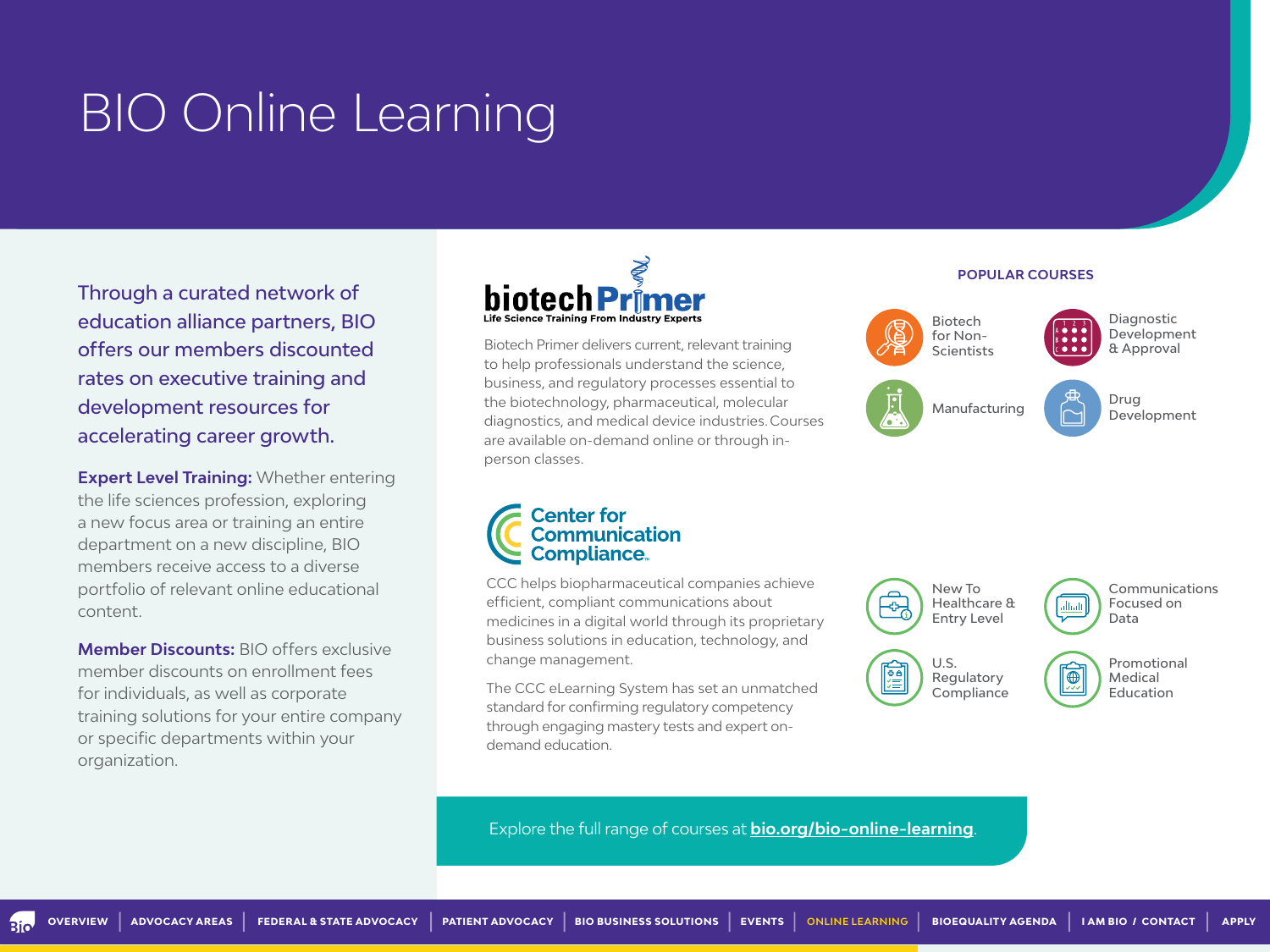# BIO Online Learning

Through a curated network of education alliance partners, BIO offers our members discounted rates on executive training and development resources for accelerating career growth.

**Expert Level Training:** Whether entering the life sciences profession, exploring a new focus area or training an entire department on a new discipline, BIO members receive access to a diverse portfolio of relevant online educational content.

**Member Discounts:** BIO offers exclusive member discounts on enrollment fees for individuals, as well as corporate training solutions for your entire company or specific departments within your organization.

## biotech Primer

Life Science Training From Industry Experts

Biotech Primer delivers current, relevant training to help professionals understand the science, business, and regulatory processes essential to the biotechnology, pharmaceutical, molecular diagnostics, and medical device industries. Courses are available on-demand online or through in-person classes.

**POPULAR COURSES**

- Biotech for Non-Scientists
- Diagnostic Development & Approval
- Manufacturing
- Drug Development

## Center for Communication Compliance

CCC helps biopharmaceutical companies achieve efficient, compliant communications about medicines in a digital world through its proprietary business solutions in education, technology, and change management.

The CCC eLearning System has set an unmatched standard for confirming regulatory competency through engaging mastery tests and expert on-demand education.

- New To Healthcare & Entry Level
- Communications Focused on Data
- U.S. Regulatory Compliance
- Promotional Medical Education

Explore the full range of courses at **bio.org/bio-online-learning**.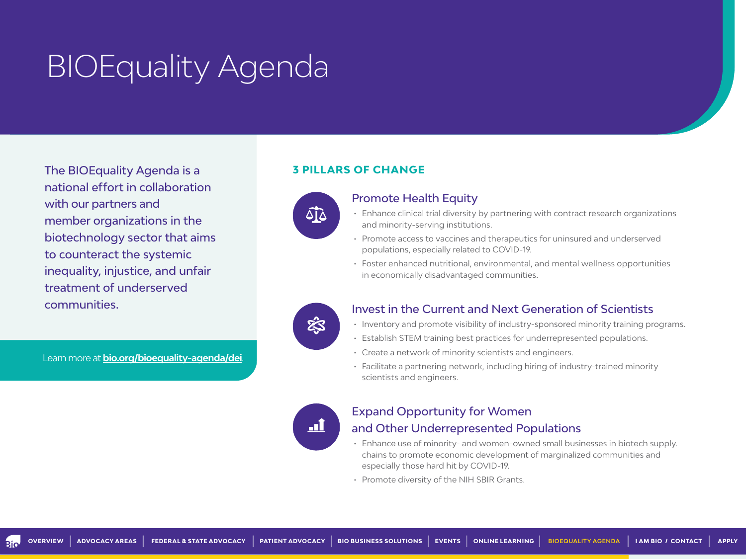# BIOEquality Agenda

The BIOEquality Agenda is a national effort in collaboration with our partners and member organizations in the biotechnology sector that aims to counteract the systemic inequality, injustice, and unfair treatment of underserved communities.

Learn more at **bio.org/bioequality-agenda/dei**.

## 3 PILLARS OF CHANGE

### Promote Health Equity

- Enhance clinical trial diversity by partnering with contract research organizations and minority-serving institutions.
- Promote access to vaccines and therapeutics for uninsured and underserved populations, especially related to COVID-19.
- Foster enhanced nutritional, environmental, and mental wellness opportunities in economically disadvantaged communities.

### Invest in the Current and Next Generation of Scientists

- Inventory and promote visibility of industry-sponsored minority training programs.
- Establish STEM training best practices for underrepresented populations.
- Create a network of minority scientists and engineers.
- Facilitate a partnering network, including hiring of industry-trained minority scientists and engineers.

### Expand Opportunity for Women and Other Underrepresented Populations

- Enhance use of minority- and women-owned small businesses in biotech supply. chains to promote economic development of marginalized communities and especially those hard hit by COVID-19.
- Promote diversity of the NIH SBIR Grants.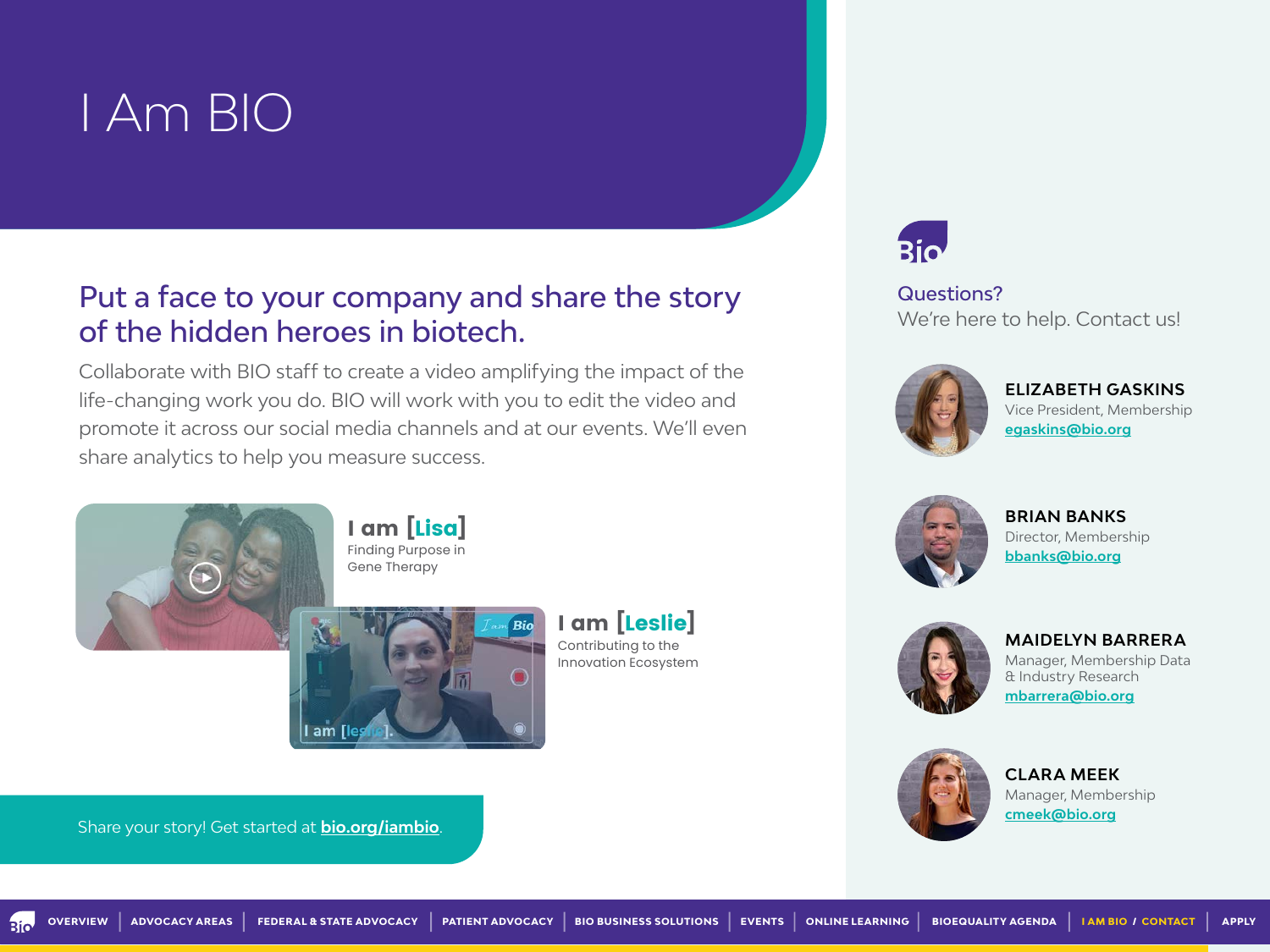# I Am BIO

## Put a face to your company and share the story of the hidden heroes in biotech.

Collaborate with BIO staff to create a video amplifying the impact of the life-changing work you do. BIO will work with you to edit the video and promote it across our social media channels and at our events. We'll even share analytics to help you measure success.

**I am [Lisa]**
Finding Purpose in Gene Therapy

**I am [Leslie]**
Contributing to the Innovation Ecosystem

Share your story! Get started at **bio.org/iambio**.

### Questions?

We're here to help. Contact us!

**ELIZABETH GASKINS**
Vice President, Membership
egaskins@bio.org

**BRIAN BANKS**
Director, Membership
bbanks@bio.org

**MAIDELYN BARRERA**
Manager, Membership Data & Industry Research
mbarrera@bio.org

**CLARA MEEK**
Manager, Membership
cmeek@bio.org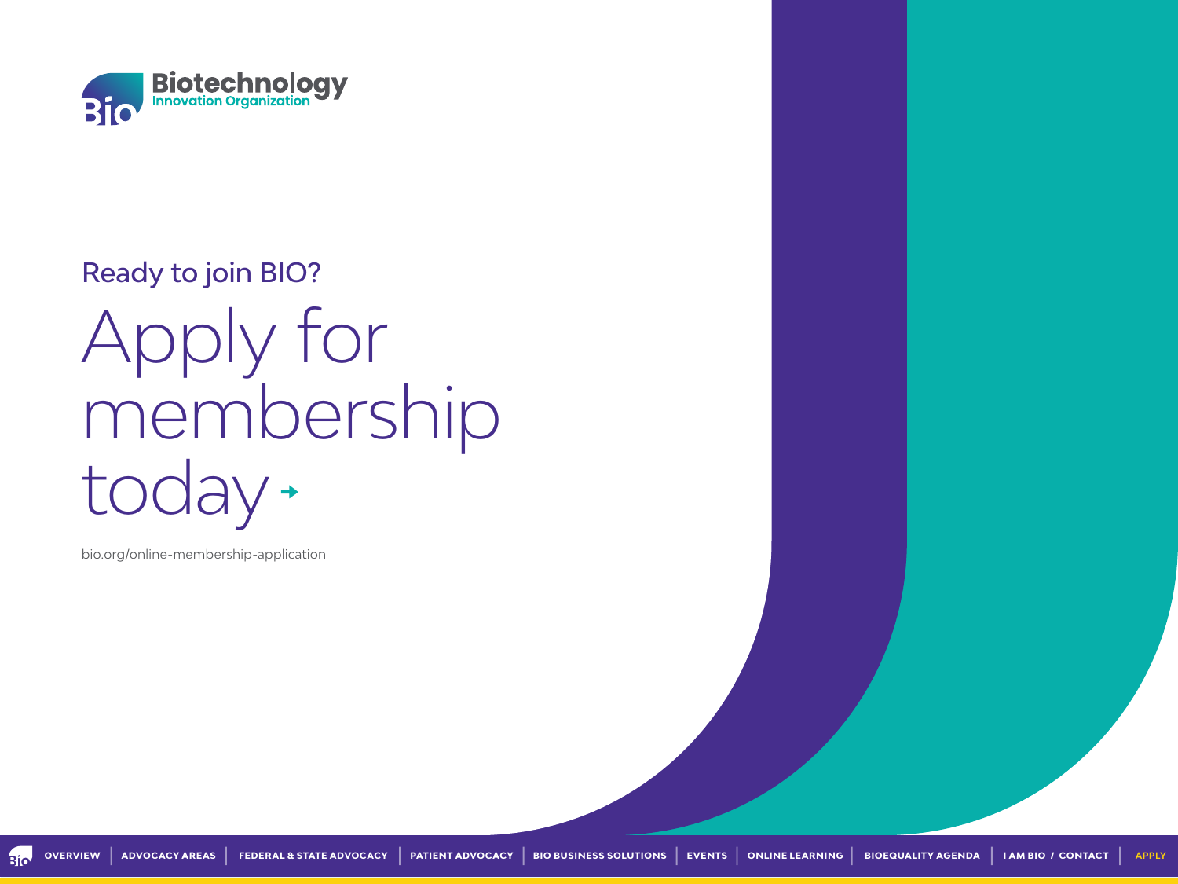Biotechnology Innovation Organization

Ready to join BIO?

# Apply for membership today

bio.org/online-membership-application